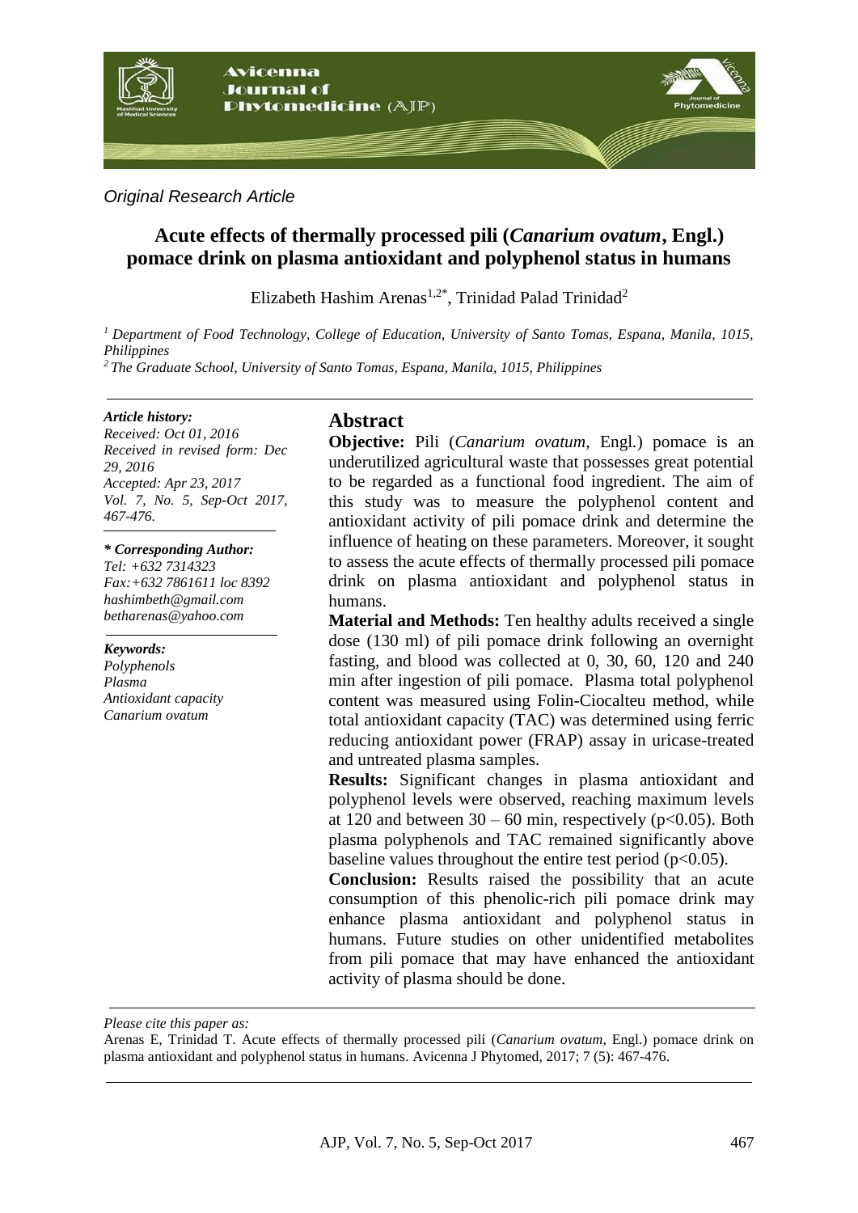*Original Research Article*

# Acute effects of thermally processed pili (*Canarium ovatum*, Engl.) pomace drink on plasma antioxidant and polyphenol status in humans

Elizabeth Hashim Arenas[1,2*], Trinidad Palad Trinidad[2]

[1] *Department of Food Technology, College of Education, University of Santo Tomas, Espana, Manila, 1015, Philippines*

[2] *The Graduate School, University of Santo Tomas, Espana, Manila, 1015, Philippines*

***Article history:***
*Received: Oct 01, 2016*
*Received in revised form: Dec 29, 2016*
*Accepted: Apr 23, 2017*
*Vol. 7, No. 5, Sep-Oct 2017, 467-476.*

***\* Corresponding Author:***
*Tel: +632 7314323*
*Fax:+632 7861611 loc 8392*
*hashimbeth@gmail.com*
*betharenas@yahoo.com*

***Keywords:***
*Polyphenols*
*Plasma*
*Antioxidant capacity*
*Canarium ovatum*

## Abstract

**Objective:** Pili (*Canarium ovatum*, Engl.) pomace is an underutilized agricultural waste that possesses great potential to be regarded as a functional food ingredient. The aim of this study was to measure the polyphenol content and antioxidant activity of pili pomace drink and determine the influence of heating on these parameters. Moreover, it sought to assess the acute effects of thermally processed pili pomace drink on plasma antioxidant and polyphenol status in humans.

**Material and Methods:** Ten healthy adults received a single dose (130 ml) of pili pomace drink following an overnight fasting, and blood was collected at 0, 30, 60, 120 and 240 min after ingestion of pili pomace. Plasma total polyphenol content was measured using Folin-Ciocalteu method, while total antioxidant capacity (TAC) was determined using ferric reducing antioxidant power (FRAP) assay in uricase-treated and untreated plasma samples.

**Results:** Significant changes in plasma antioxidant and polyphenol levels were observed, reaching maximum levels at 120 and between 30 – 60 min, respectively ($p<0.05$). Both plasma polyphenols and TAC remained significantly above baseline values throughout the entire test period ($p<0.05$).

**Conclusion:** Results raised the possibility that an acute consumption of this phenolic-rich pili pomace drink may enhance plasma antioxidant and polyphenol status in humans. Future studies on other unidentified metabolites from pili pomace that may have enhanced the antioxidant activity of plasma should be done.

*Please cite this paper as:*
Arenas E, Trinidad T. Acute effects of thermally processed pili (*Canarium ovatum*, Engl.) pomace drink on plasma antioxidant and polyphenol status in humans. Avicenna J Phytomed, 2017; 7 (5): 467-476.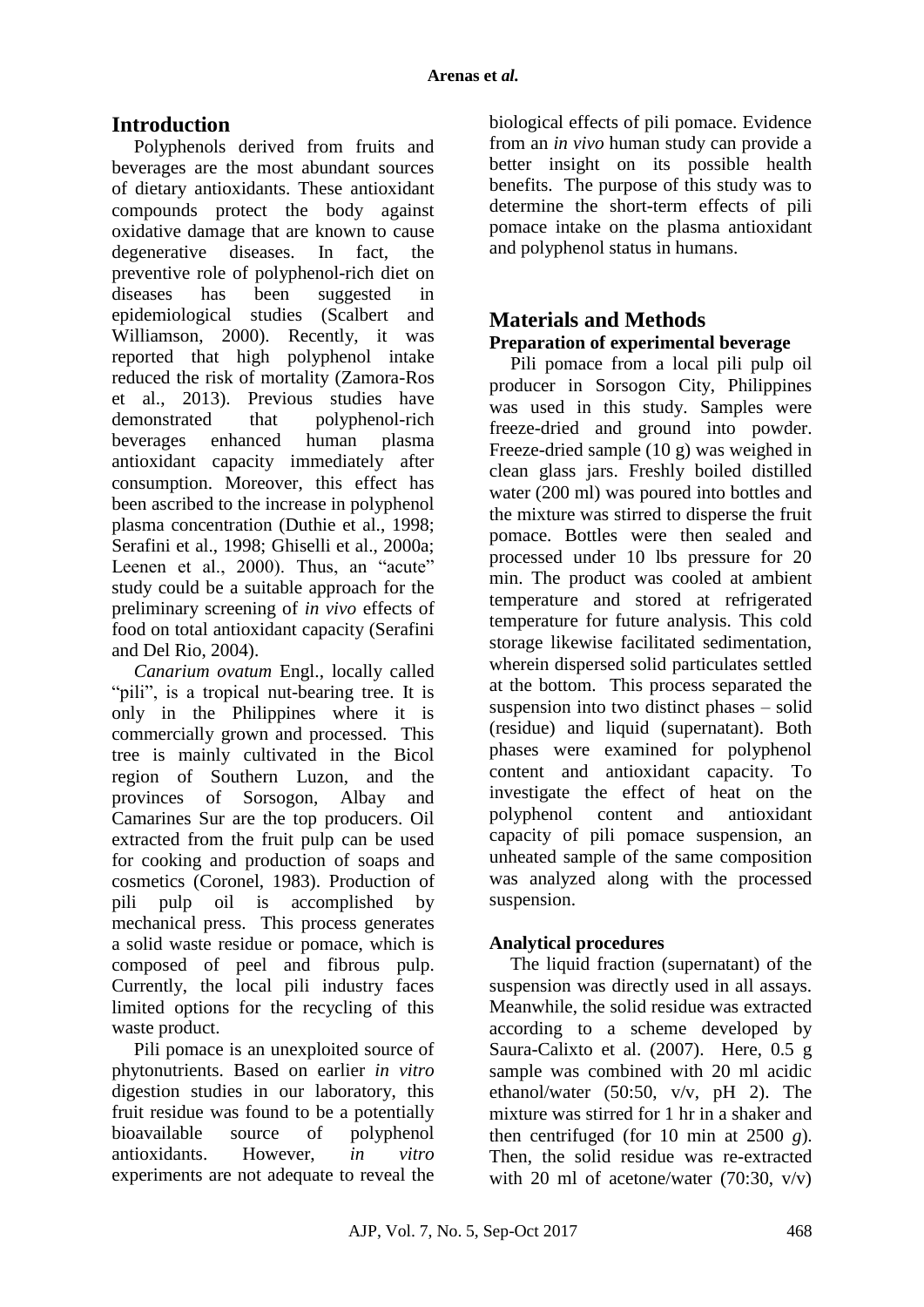## Introduction

Polyphenols derived from fruits and beverages are the most abundant sources of dietary antioxidants. These antioxidant compounds protect the body against oxidative damage that are known to cause degenerative diseases. In fact, the preventive role of polyphenol-rich diet on diseases has been suggested in epidemiological studies (Scalbert and Williamson, 2000). Recently, it was reported that high polyphenol intake reduced the risk of mortality (Zamora-Ros et al., 2013). Previous studies have demonstrated that polyphenol-rich beverages enhanced human plasma antioxidant capacity immediately after consumption. Moreover, this effect has been ascribed to the increase in polyphenol plasma concentration (Duthie et al., 1998; Serafini et al., 1998; Ghiselli et al., 2000a; Leenen et al., 2000). Thus, an "acute" study could be a suitable approach for the preliminary screening of *in vivo* effects of food on total antioxidant capacity (Serafini and Del Rio, 2004).

*Canarium ovatum* Engl., locally called "pili", is a tropical nut-bearing tree. It is only in the Philippines where it is commercially grown and processed. This tree is mainly cultivated in the Bicol region of Southern Luzon, and the provinces of Sorsogon, Albay and Camarines Sur are the top producers. Oil extracted from the fruit pulp can be used for cooking and production of soaps and cosmetics (Coronel, 1983). Production of pili pulp oil is accomplished by mechanical press. This process generates a solid waste residue or pomace, which is composed of peel and fibrous pulp. Currently, the local pili industry faces limited options for the recycling of this waste product.

Pili pomace is an unexploited source of phytonutrients. Based on earlier *in vitro* digestion studies in our laboratory, this fruit residue was found to be a potentially bioavailable source of polyphenol antioxidants. However, *in vitro* experiments are not adequate to reveal the biological effects of pili pomace. Evidence from an *in vivo* human study can provide a better insight on its possible health benefits. The purpose of this study was to determine the short-term effects of pili pomace intake on the plasma antioxidant and polyphenol status in humans.

## Materials and Methods

### Preparation of experimental beverage

Pili pomace from a local pili pulp oil producer in Sorsogon City, Philippines was used in this study. Samples were freeze-dried and ground into powder. Freeze-dried sample (10 g) was weighed in clean glass jars. Freshly boiled distilled water (200 ml) was poured into bottles and the mixture was stirred to disperse the fruit pomace. Bottles were then sealed and processed under 10 lbs pressure for 20 min. The product was cooled at ambient temperature and stored at refrigerated temperature for future analysis. This cold storage likewise facilitated sedimentation, wherein dispersed solid particulates settled at the bottom. This process separated the suspension into two distinct phases – solid (residue) and liquid (supernatant). Both phases were examined for polyphenol content and antioxidant capacity. To investigate the effect of heat on the polyphenol content and antioxidant capacity of pili pomace suspension, an unheated sample of the same composition was analyzed along with the processed suspension.

### Analytical procedures

The liquid fraction (supernatant) of the suspension was directly used in all assays. Meanwhile, the solid residue was extracted according to a scheme developed by Saura-Calixto et al. (2007). Here, 0.5 g sample was combined with 20 ml acidic ethanol/water (50:50, v/v, pH 2). The mixture was stirred for 1 hr in a shaker and then centrifuged (for 10 min at 2500 *g*). Then, the solid residue was re-extracted with 20 ml of acetone/water (70:30, v/v)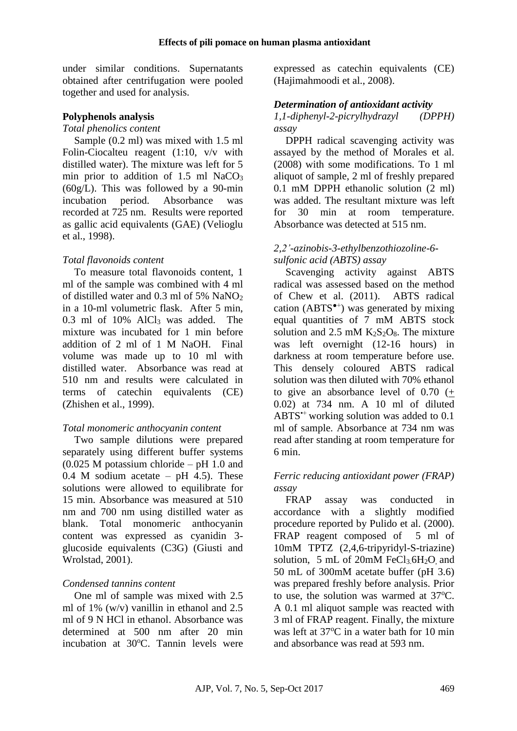under similar conditions. Supernatants obtained after centrifugation were pooled together and used for analysis.

## Polyphenols analysis

*Total phenolics content*

Sample (0.2 ml) was mixed with 1.5 ml Folin-Ciocalteu reagent (1:10, v/v with distilled water). The mixture was left for 5 min prior to addition of 1.5 ml $NaCO_3$ (60g/L). This was followed by a 90-min incubation period. Absorbance was recorded at 725 nm. Results were reported as gallic acid equivalents (GAE) (Velioglu et al., 1998).

*Total flavonoids content*

To measure total flavonoids content, 1 ml of the sample was combined with 4 ml of distilled water and 0.3 ml of 5% $NaNO_2$ in a 10-ml volumetric flask. After 5 min, 0.3 ml of 10% $AlCl_3$ was added. The mixture was incubated for 1 min before addition of 2 ml of 1 M NaOH. Final volume was made up to 10 ml with distilled water. Absorbance was read at 510 nm and results were calculated in terms of catechin equivalents (CE) (Zhishen et al., 1999).

*Total monomeric anthocyanin content*

Two sample dilutions were prepared separately using different buffer systems (0.025 M potassium chloride – pH 1.0 and 0.4 M sodium acetate – pH 4.5). These solutions were allowed to equilibrate for 15 min. Absorbance was measured at 510 nm and 700 nm using distilled water as blank. Total monomeric anthocyanin content was expressed as cyanidin 3-glucoside equivalents (C3G) (Giusti and Wrolstad, 2001).

*Condensed tannins content*

One ml of sample was mixed with 2.5 ml of 1% (w/v) vanillin in ethanol and 2.5 ml of 9 N HCl in ethanol. Absorbance was determined at 500 nm after 20 min incubation at 30°C. Tannin levels were expressed as catechin equivalents (CE) (Hajimahmoodi et al., 2008).

### *Determination of antioxidant activity*

*1,1-diphenyl-2-picrylhydrazyl (DPPH) assay*

DPPH radical scavenging activity was assayed by the method of Morales et al. (2008) with some modifications. To 1 ml aliquot of sample, 2 ml of freshly prepared 0.1 mM DPPH ethanolic solution (2 ml) was added. The resultant mixture was left for 30 min at room temperature. Absorbance was detected at 515 nm.

*2,2'-azinobis-3-ethylbenzothiozoline-6-sulfonic acid (ABTS) assay*

Scavenging activity against ABTS radical was assessed based on the method of Chew et al. (2011). ABTS radical cation ($ABTS^{\bullet+}$) was generated by mixing equal quantities of 7 mM ABTS stock solution and 2.5 mM $K_2S_2O_8$. The mixture was left overnight (12-16 hours) in darkness at room temperature before use. This densely coloured ABTS radical solution was then diluted with 70% ethanol to give an absorbance level of 0.70 ($\pm$ 0.02) at 734 nm. A 10 ml of diluted $ABTS^{\bullet+}$ working solution was added to 0.1 ml of sample. Absorbance at 734 nm was read after standing at room temperature for 6 min.

*Ferric reducing antioxidant power (FRAP) assay*

FRAP assay was conducted in accordance with a slightly modified procedure reported by Pulido et al. (2000). FRAP reagent composed of 5 ml of 10mM TPTZ (2,4,6-tripyridyl-S-triazine) solution, 5 mL of 20mM $FeCl_3.6H_2O$, and 50 mL of 300mM acetate buffer (pH 3.6) was prepared freshly before analysis. Prior to use, the solution was warmed at 37°C. A 0.1 ml aliquot sample was reacted with 3 ml of FRAP reagent. Finally, the mixture was left at 37°C in a water bath for 10 min and absorbance was read at 593 nm.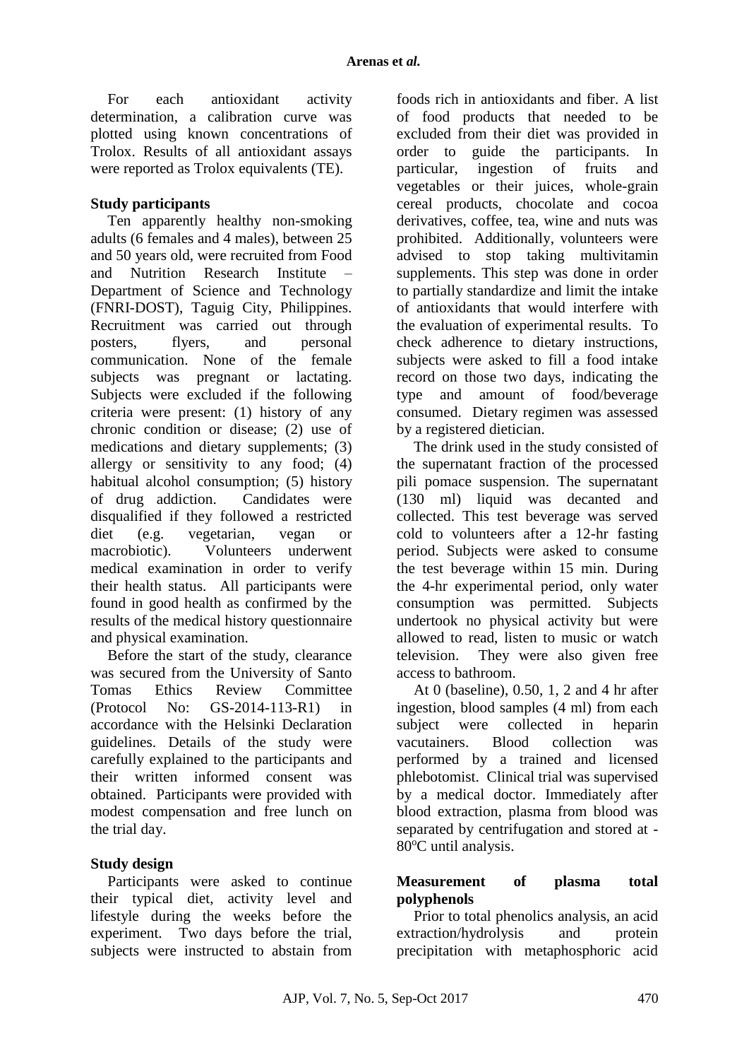For each antioxidant activity determination, a calibration curve was plotted using known concentrations of Trolox. Results of all antioxidant assays were reported as Trolox equivalents (TE).

**Study participants**

Ten apparently healthy non-smoking adults (6 females and 4 males), between 25 and 50 years old, were recruited from Food and Nutrition Research Institute – Department of Science and Technology (FNRI-DOST), Taguig City, Philippines. Recruitment was carried out through posters, flyers, and personal communication. None of the female subjects was pregnant or lactating. Subjects were excluded if the following criteria were present: (1) history of any chronic condition or disease; (2) use of medications and dietary supplements; (3) allergy or sensitivity to any food; (4) habitual alcohol consumption; (5) history of drug addiction. Candidates were disqualified if they followed a restricted diet (e.g. vegetarian, vegan or macrobiotic). Volunteers underwent medical examination in order to verify their health status. All participants were found in good health as confirmed by the results of the medical history questionnaire and physical examination.

Before the start of the study, clearance was secured from the University of Santo Tomas Ethics Review Committee (Protocol No: GS-2014-113-R1) in accordance with the Helsinki Declaration guidelines. Details of the study were carefully explained to the participants and their written informed consent was obtained. Participants were provided with modest compensation and free lunch on the trial day.

**Study design**

Participants were asked to continue their typical diet, activity level and lifestyle during the weeks before the experiment. Two days before the trial, subjects were instructed to abstain from foods rich in antioxidants and fiber. A list of food products that needed to be excluded from their diet was provided in order to guide the participants. In particular, ingestion of fruits and vegetables or their juices, whole-grain cereal products, chocolate and cocoa derivatives, coffee, tea, wine and nuts was prohibited. Additionally, volunteers were advised to stop taking multivitamin supplements. This step was done in order to partially standardize and limit the intake of antioxidants that would interfere with the evaluation of experimental results. To check adherence to dietary instructions, subjects were asked to fill a food intake record on those two days, indicating the type and amount of food/beverage consumed. Dietary regimen was assessed by a registered dietician.

The drink used in the study consisted of the supernatant fraction of the processed pili pomace suspension. The supernatant (130 ml) liquid was decanted and collected. This test beverage was served cold to volunteers after a 12-hr fasting period. Subjects were asked to consume the test beverage within 15 min. During the 4-hr experimental period, only water consumption was permitted. Subjects undertook no physical activity but were allowed to read, listen to music or watch television. They were also given free access to bathroom.

At 0 (baseline), 0.50, 1, 2 and 4 hr after ingestion, blood samples (4 ml) from each subject were collected in heparin vacutainers. Blood collection was performed by a trained and licensed phlebotomist. Clinical trial was supervised by a medical doctor. Immediately after blood extraction, plasma from blood was separated by centrifugation and stored at -80$^{o}$C until analysis.

**Measurement of plasma total polyphenols**

Prior to total phenolics analysis, an acid extraction/hydrolysis and protein precipitation with metaphosphoric acid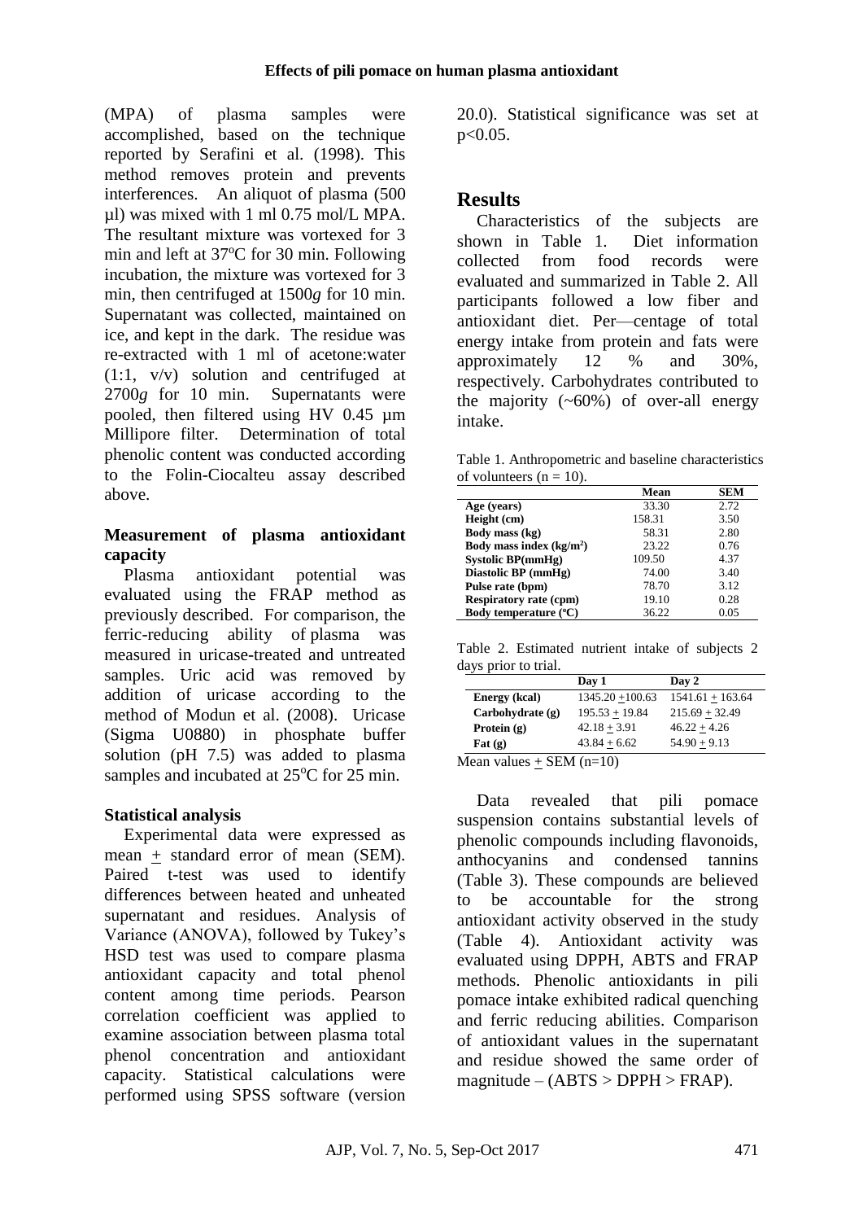(MPA) of plasma samples were accomplished, based on the technique reported by Serafini et al. (1998). This method removes protein and prevents interferences. An aliquot of plasma (500 µl) was mixed with 1 ml 0.75 mol/L MPA. The resultant mixture was vortexed for 3 min and left at 37°C for 30 min. Following incubation, the mixture was vortexed for 3 min, then centrifuged at 1500*g* for 10 min. Supernatant was collected, maintained on ice, and kept in the dark. The residue was re-extracted with 1 ml of acetone:water (1:1, v/v) solution and centrifuged at 2700*g* for 10 min. Supernatants were pooled, then filtered using HV 0.45 µm Millipore filter. Determination of total phenolic content was conducted according to the Folin-Ciocalteu assay described above.

### Measurement of plasma antioxidant capacity

Plasma antioxidant potential was evaluated using the FRAP method as previously described. For comparison, the ferric-reducing ability of plasma was measured in uricase-treated and untreated samples. Uric acid was removed by addition of uricase according to the method of Modun et al. (2008). Uricase (Sigma U0880) in phosphate buffer solution (pH 7.5) was added to plasma samples and incubated at 25°C for 25 min.

### Statistical analysis

Experimental data were expressed as mean ± standard error of mean (SEM). Paired t-test was used to identify differences between heated and unheated supernatant and residues. Analysis of Variance (ANOVA), followed by Tukey's HSD test was used to compare plasma antioxidant capacity and total phenol content among time periods. Pearson correlation coefficient was applied to examine association between plasma total phenol concentration and antioxidant capacity. Statistical calculations were performed using SPSS software (version 20.0). Statistical significance was set at $p<0.05$.

## Results

Characteristics of the subjects are shown in Table 1. Diet information collected from food records were evaluated and summarized in Table 2. All participants followed a low fiber and antioxidant diet. Per—centage of total energy intake from protein and fats were approximately 12 % and 30%, respectively. Carbohydrates contributed to the majority (~60%) of over-all energy intake.

Table 1. Anthropometric and baseline characteristics of volunteers (n = 10).

| | Mean | SEM |
|---|---|---|
| **Age (years)** | 33.30 | 2.72 |
| **Height (cm)** | 158.31 | 3.50 |
| **Body mass (kg)** | 58.31 | 2.80 |
| **Body mass index (kg/m$^2$)** | 23.22 | 0.76 |
| **Systolic BP(mmHg)** | 109.50 | 4.37 |
| **Diastolic BP (mmHg)** | 74.00 | 3.40 |
| **Pulse rate (bpm)** | 78.70 | 3.12 |
| **Respiratory rate (cpm)** | 19.10 | 0.28 |
| **Body temperature (°C)** | 36.22 | 0.05 |

Table 2. Estimated nutrient intake of subjects 2 days prior to trial.

| | Day 1 | Day 2 |
|---|---|---|
| **Energy (kcal)** | 1345.20 ± 100.63 | 1541.61 ± 163.64 |
| **Carbohydrate (g)** | 195.53 ± 19.84 | 215.69 ± 32.49 |
| **Protein (g)** | 42.18 ± 3.91 | 46.22 ± 4.26 |
| **Fat (g)** | 43.84 ± 6.62 | 54.90 ± 9.13 |

Mean values ± SEM (n=10)

Data revealed that pili pomace suspension contains substantial levels of phenolic compounds including flavonoids, anthocyanins and condensed tannins (Table 3). These compounds are believed to be accountable for the strong antioxidant activity observed in the study (Table 4). Antioxidant activity was evaluated using DPPH, ABTS and FRAP methods. Phenolic antioxidants in pili pomace intake exhibited radical quenching and ferric reducing abilities. Comparison of antioxidant values in the supernatant and residue showed the same order of magnitude – (ABTS > DPPH > FRAP).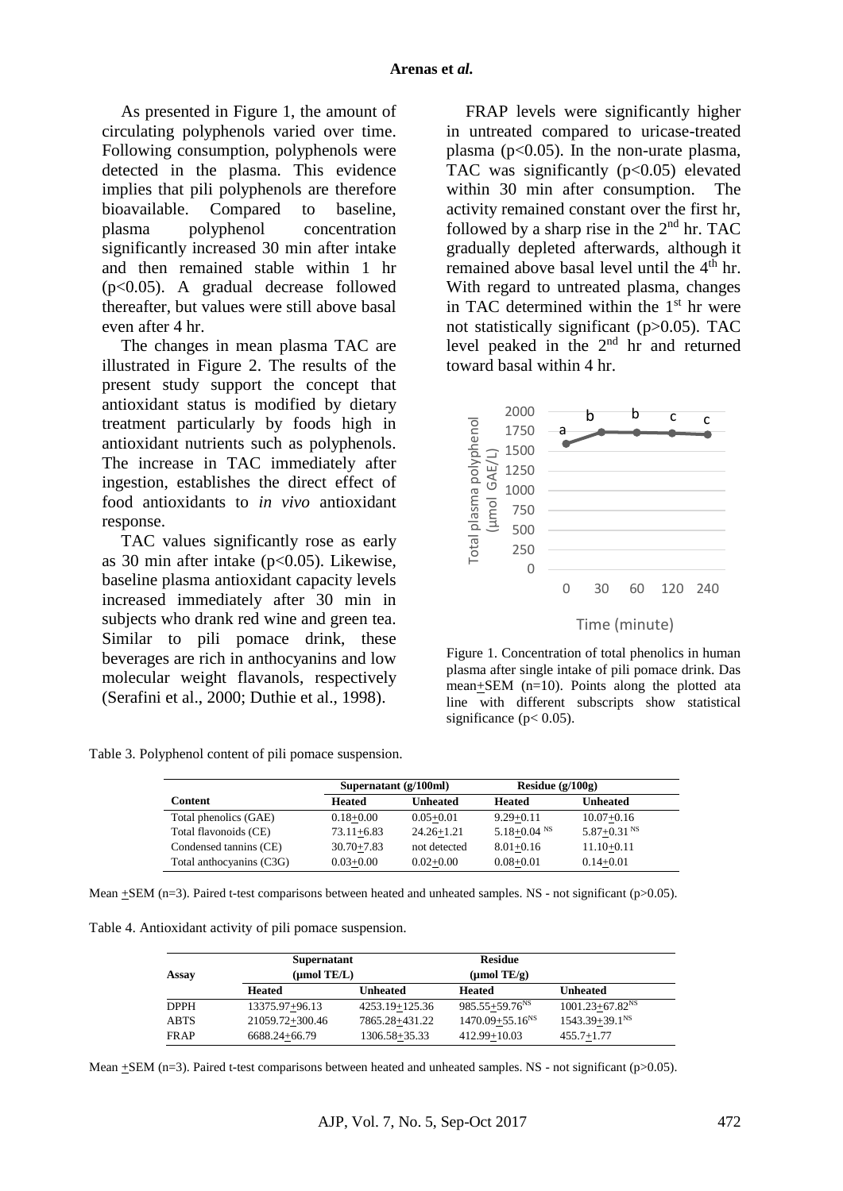As presented in Figure 1, the amount of circulating polyphenols varied over time. Following consumption, polyphenols were detected in the plasma. This evidence implies that pili polyphenols are therefore bioavailable. Compared to baseline, plasma polyphenol concentration significantly increased 30 min after intake and then remained stable within 1 hr ($p<0.05$). A gradual decrease followed thereafter, but values were still above basal even after 4 hr.

The changes in mean plasma TAC are illustrated in Figure 2. The results of the present study support the concept that antioxidant status is modified by dietary treatment particularly by foods high in antioxidant nutrients such as polyphenols. The increase in TAC immediately after ingestion, establishes the direct effect of food antioxidants to *in vivo* antioxidant response.

TAC values significantly rose as early as 30 min after intake ($p<0.05$). Likewise, baseline plasma antioxidant capacity levels increased immediately after 30 min in subjects who drank red wine and green tea. Similar to pili pomace drink, these beverages are rich in anthocyanins and low molecular weight flavanols, respectively (Serafini et al., 2000; Duthie et al., 1998).

FRAP levels were significantly higher in untreated compared to uricase-treated plasma ($p<0.05$). In the non-urate plasma, TAC was significantly ($p<0.05$) elevated within 30 min after consumption. The activity remained constant over the first hr, followed by a sharp rise in the 2nd hr. TAC gradually depleted afterwards, although it remained above basal level until the 4th hr. With regard to untreated plasma, changes in TAC determined within the 1st hr were not statistically significant ($p>0.05$). TAC level peaked in the 2nd hr and returned toward basal within 4 hr.

Figure 1. Concentration of total phenolics in human plasma after single intake of pili pomace drink. Das mean±SEM (n=10). Points along the plotted ata line with different subscripts show statistical significance ($p< 0.05$).

Table 3. Polyphenol content of pili pomace suspension.

| Content | Supernatant (g/100ml) | | Residue (g/100g) | |
|---|---|---|---|---|
| | Heated | Unheated | Heated | Unheated |
| Total phenolics (GAE) | 0.18±0.00 | 0.05±0.01 | 9.29±0.11 | 10.07±0.16 |
| Total flavonoids (CE) | 73.11±6.83 | 24.26±1.21 | 5.18±0.04 NS | 5.87±0.31 NS |
| Condensed tannins (CE) | 30.70±7.83 | not detected | 8.01±0.16 | 11.10±0.11 |
| Total anthocyanins (C3G) | 0.03±0.00 | 0.02±0.00 | 0.08±0.01 | 0.14±0.01 |

Mean ±SEM (n=3). Paired t-test comparisons between heated and unheated samples. NS - not significant ($p>0.05$).

Table 4. Antioxidant activity of pili pomace suspension.

| Assay | Supernatant (μmol TE/L) | | Residue (μmol TE/g) | |
|---|---|---|---|---|
| | Heated | Unheated | Heated | Unheated |
| DPPH | 13375.97±96.13 | 4253.19±125.36 | 985.55±59.76NS | 1001.23±67.82NS |
| ABTS | 21059.72±300.46 | 7865.28±431.22 | 1470.09±55.16NS | 1543.39±39.1NS |
| FRAP | 6688.24±66.79 | 1306.58±35.33 | 412.99±10.03 | 455.7±1.77 |

Mean ±SEM (n=3). Paired t-test comparisons between heated and unheated samples. NS - not significant ($p>0.05$).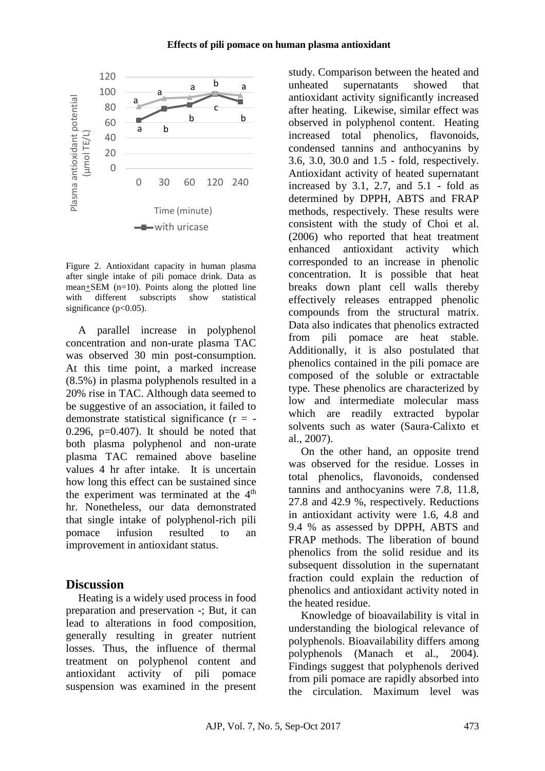Figure 2. Antioxidant capacity in human plasma after single intake of pili pomace drink. Data as mean±SEM (n=10). Points along the plotted line with different subscripts show statistical significance ($p<0.05$).

A parallel increase in polyphenol concentration and non-urate plasma TAC was observed 30 min post-consumption. At this time point, a marked increase (8.5%) in plasma polyphenols resulted in a 20% rise in TAC. Although data seemed to be suggestive of an association, it failed to demonstrate statistical significance ($r = -0.296$, $p=0.407$). It should be noted that both plasma polyphenol and non-urate plasma TAC remained above baseline values 4 hr after intake. It is uncertain how long this effect can be sustained since the experiment was terminated at the 4th hr. Nonetheless, our data demonstrated that single intake of polyphenol-rich pili pomace infusion resulted to an improvement in antioxidant status.

## Discussion

Heating is a widely used process in food preparation and preservation -; But, it can lead to alterations in food composition, generally resulting in greater nutrient losses. Thus, the influence of thermal treatment on polyphenol content and antioxidant activity of pili pomace suspension was examined in the present study. Comparison between the heated and unheated supernatants showed that antioxidant activity significantly increased after heating. Likewise, similar effect was observed in polyphenol content. Heating increased total phenolics, flavonoids, condensed tannins and anthocyanins by 3.6, 3.0, 30.0 and 1.5 - fold, respectively. Antioxidant activity of heated supernatant increased by 3.1, 2.7, and 5.1 - fold as determined by DPPH, ABTS and FRAP methods, respectively. These results were consistent with the study of Choi et al. (2006) who reported that heat treatment enhanced antioxidant activity which corresponded to an increase in phenolic concentration. It is possible that heat breaks down plant cell walls thereby effectively releases entrapped phenolic compounds from the structural matrix. Data also indicates that phenolics extracted from pili pomace are heat stable. Additionally, it is also postulated that phenolics contained in the pili pomace are composed of the soluble or extractable type. These phenolics are characterized by low and intermediate molecular mass which are readily extracted bypolar solvents such as water (Saura-Calixto et al., 2007).

On the other hand, an opposite trend was observed for the residue. Losses in total phenolics, flavonoids, condensed tannins and anthocyanins were 7.8, 11.8, 27.8 and 42.9 %, respectively. Reductions in antioxidant activity were 1.6, 4.8 and 9.4 % as assessed by DPPH, ABTS and FRAP methods. The liberation of bound phenolics from the solid residue and its subsequent dissolution in the supernatant fraction could explain the reduction of phenolics and antioxidant activity noted in the heated residue.

Knowledge of bioavailability is vital in understanding the biological relevance of polyphenols. Bioavailability differs among polyphenols (Manach et al., 2004). Findings suggest that polyphenols derived from pili pomace are rapidly absorbed into the circulation. Maximum level was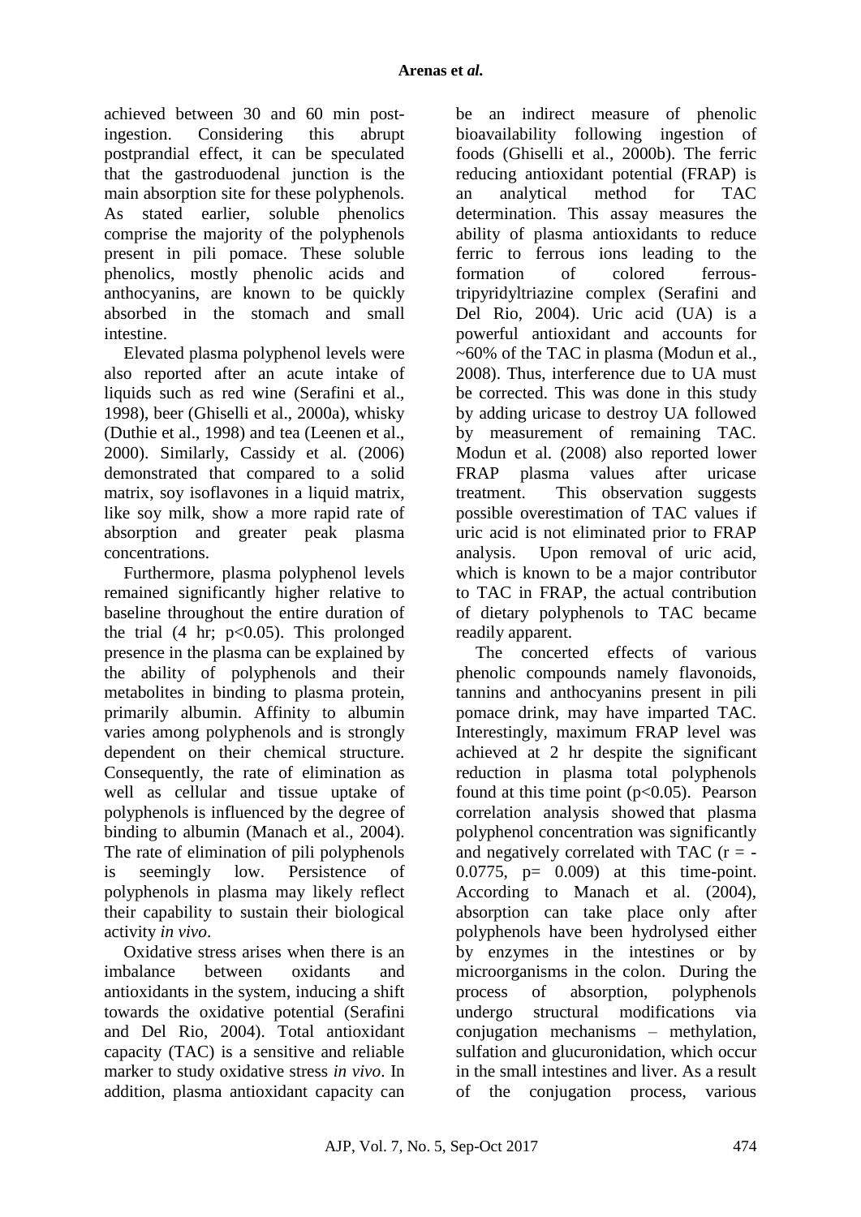achieved between 30 and 60 min post-ingestion. Considering this abrupt postprandial effect, it can be speculated that the gastroduodenal junction is the main absorption site for these polyphenols. As stated earlier, soluble phenolics comprise the majority of the polyphenols present in pili pomace. These soluble phenolics, mostly phenolic acids and anthocyanins, are known to be quickly absorbed in the stomach and small intestine.

Elevated plasma polyphenol levels were also reported after an acute intake of liquids such as red wine (Serafini et al., 1998), beer (Ghiselli et al., 2000a), whisky (Duthie et al., 1998) and tea (Leenen et al., 2000). Similarly, Cassidy et al. (2006) demonstrated that compared to a solid matrix, soy isoflavones in a liquid matrix, like soy milk, show a more rapid rate of absorption and greater peak plasma concentrations.

Furthermore, plasma polyphenol levels remained significantly higher relative to baseline throughout the entire duration of the trial (4 hr; $p<0.05$). This prolonged presence in the plasma can be explained by the ability of polyphenols and their metabolites in binding to plasma protein, primarily albumin. Affinity to albumin varies among polyphenols and is strongly dependent on their chemical structure. Consequently, the rate of elimination as well as cellular and tissue uptake of polyphenols is influenced by the degree of binding to albumin (Manach et al., 2004). The rate of elimination of pili polyphenols is seemingly low. Persistence of polyphenols in plasma may likely reflect their capability to sustain their biological activity *in vivo*.

Oxidative stress arises when there is an imbalance between oxidants and antioxidants in the system, inducing a shift towards the oxidative potential (Serafini and Del Rio, 2004). Total antioxidant capacity (TAC) is a sensitive and reliable marker to study oxidative stress *in vivo*. In addition, plasma antioxidant capacity can be an indirect measure of phenolic bioavailability following ingestion of foods (Ghiselli et al., 2000b). The ferric reducing antioxidant potential (FRAP) is an analytical method for TAC determination. This assay measures the ability of plasma antioxidants to reduce ferric to ferrous ions leading to the formation of colored ferrous-tripyridyltriazine complex (Serafini and Del Rio, 2004). Uric acid (UA) is a powerful antioxidant and accounts for ~60% of the TAC in plasma (Modun et al., 2008). Thus, interference due to UA must be corrected. This was done in this study by adding uricase to destroy UA followed by measurement of remaining TAC. Modun et al. (2008) also reported lower FRAP plasma values after uricase treatment. This observation suggests possible overestimation of TAC values if uric acid is not eliminated prior to FRAP analysis. Upon removal of uric acid, which is known to be a major contributor to TAC in FRAP, the actual contribution of dietary polyphenols to TAC became readily apparent.

The concerted effects of various phenolic compounds namely flavonoids, tannins and anthocyanins present in pili pomace drink, may have imparted TAC. Interestingly, maximum FRAP level was achieved at 2 hr despite the significant reduction in plasma total polyphenols found at this time point ($p<0.05$). Pearson correlation analysis showed that plasma polyphenol concentration was significantly and negatively correlated with TAC ($r = -0.0775$, $p= 0.009$) at this time-point. According to Manach et al. (2004), absorption can take place only after polyphenols have been hydrolysed either by enzymes in the intestines or by microorganisms in the colon. During the process of absorption, polyphenols undergo structural modifications via conjugation mechanisms – methylation, sulfation and glucuronidation, which occur in the small intestines and liver. As a result of the conjugation process, various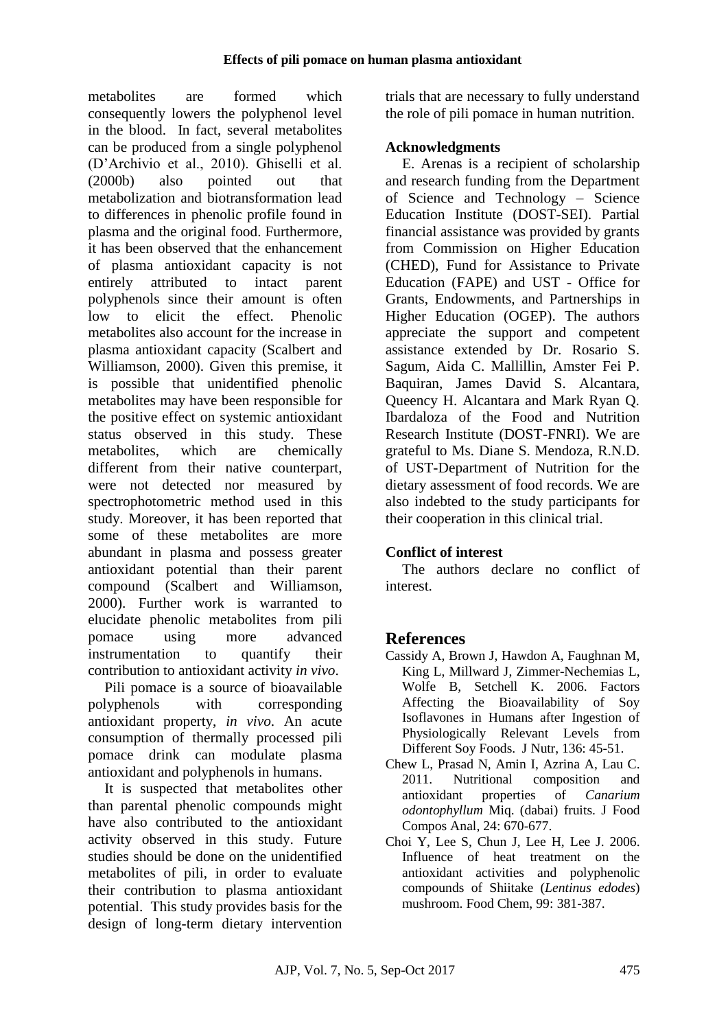metabolites are formed which consequently lowers the polyphenol level in the blood. In fact, several metabolites can be produced from a single polyphenol (D'Archivio et al., 2010). Ghiselli et al. (2000b) also pointed out that metabolization and biotransformation lead to differences in phenolic profile found in plasma and the original food. Furthermore, it has been observed that the enhancement of plasma antioxidant capacity is not entirely attributed to intact parent polyphenols since their amount is often low to elicit the effect. Phenolic metabolites also account for the increase in plasma antioxidant capacity (Scalbert and Williamson, 2000). Given this premise, it is possible that unidentified phenolic metabolites may have been responsible for the positive effect on systemic antioxidant status observed in this study. These metabolites, which are chemically different from their native counterpart, were not detected nor measured by spectrophotometric method used in this study. Moreover, it has been reported that some of these metabolites are more abundant in plasma and possess greater antioxidant potential than their parent compound (Scalbert and Williamson, 2000). Further work is warranted to elucidate phenolic metabolites from pili pomace using more advanced instrumentation to quantify their contribution to antioxidant activity *in vivo*.

Pili pomace is a source of bioavailable polyphenols with corresponding antioxidant property, *in vivo*. An acute consumption of thermally processed pili pomace drink can modulate plasma antioxidant and polyphenols in humans.

It is suspected that metabolites other than parental phenolic compounds might have also contributed to the antioxidant activity observed in this study. Future studies should be done on the unidentified metabolites of pili, in order to evaluate their contribution to plasma antioxidant potential. This study provides basis for the design of long-term dietary intervention trials that are necessary to fully understand the role of pili pomace in human nutrition.

## Acknowledgments

E. Arenas is a recipient of scholarship and research funding from the Department of Science and Technology – Science Education Institute (DOST-SEI). Partial financial assistance was provided by grants from Commission on Higher Education (CHED), Fund for Assistance to Private Education (FAPE) and UST - Office for Grants, Endowments, and Partnerships in Higher Education (OGEP). The authors appreciate the support and competent assistance extended by Dr. Rosario S. Sagum, Aida C. Mallillin, Amster Fei P. Baquiran, James David S. Alcantara, Queency H. Alcantara and Mark Ryan Q. Ibardaloza of the Food and Nutrition Research Institute (DOST-FNRI). We are grateful to Ms. Diane S. Mendoza, R.N.D. of UST-Department of Nutrition for the dietary assessment of food records. We are also indebted to the study participants for their cooperation in this clinical trial.

## Conflict of interest

The authors declare no conflict of interest.

# References

Cassidy A, Brown J, Hawdon A, Faughnan M, King L, Millward J, Zimmer-Nechemias L, Wolfe B, Setchell K. 2006. Factors Affecting the Bioavailability of Soy Isoflavones in Humans after Ingestion of Physiologically Relevant Levels from Different Soy Foods. J Nutr, 136: 45-51.

Chew L, Prasad N, Amin I, Azrina A, Lau C. 2011. Nutritional composition and antioxidant properties of *Canarium odontophyllum* Miq. (dabai) fruits. J Food Compos Anal, 24: 670-677.

Choi Y, Lee S, Chun J, Lee H, Lee J. 2006. Influence of heat treatment on the antioxidant activities and polyphenolic compounds of Shiitake (*Lentinus edodes*) mushroom. Food Chem, 99: 381-387.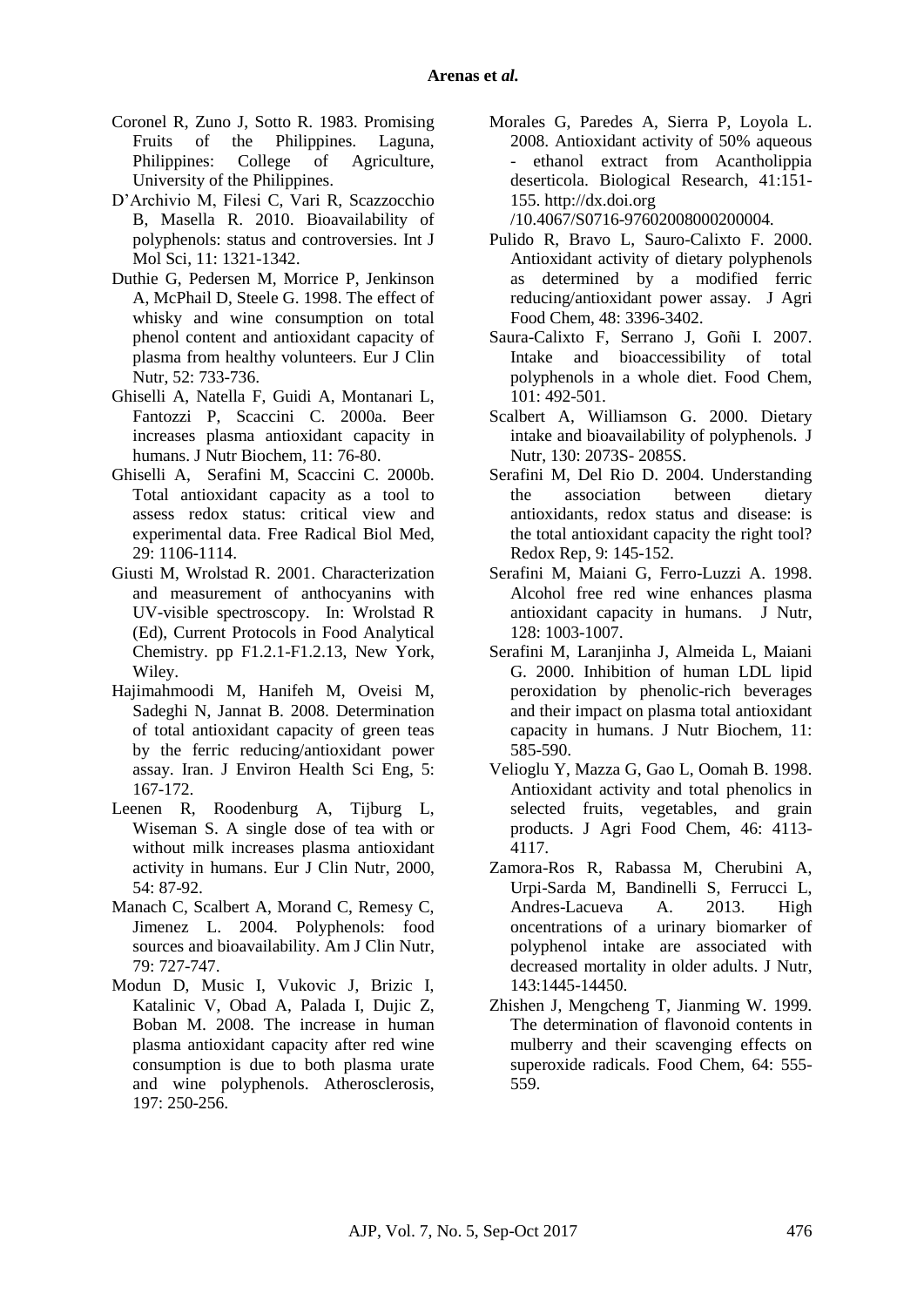Coronel R, Zuno J, Sotto R. 1983. Promising Fruits of the Philippines. Laguna, Philippines: College of Agriculture, University of the Philippines.

D'Archivio M, Filesi C, Vari R, Scazzocchio B, Masella R. 2010. Bioavailability of polyphenols: status and controversies. Int J Mol Sci, 11: 1321-1342.

Duthie G, Pedersen M, Morrice P, Jenkinson A, McPhail D, Steele G. 1998. The effect of whisky and wine consumption on total phenol content and antioxidant capacity of plasma from healthy volunteers. Eur J Clin Nutr, 52: 733-736.

Ghiselli A, Natella F, Guidi A, Montanari L, Fantozzi P, Scaccini C. 2000a. Beer increases plasma antioxidant capacity in humans. J Nutr Biochem, 11: 76-80.

Ghiselli A, Serafini M, Scaccini C. 2000b. Total antioxidant capacity as a tool to assess redox status: critical view and experimental data. Free Radical Biol Med, 29: 1106-1114.

Giusti M, Wrolstad R. 2001. Characterization and measurement of anthocyanins with UV-visible spectroscopy. In: Wrolstad R (Ed), Current Protocols in Food Analytical Chemistry. pp F1.2.1-F1.2.13, New York, Wiley.

Hajimahmoodi M, Hanifeh M, Oveisi M, Sadeghi N, Jannat B. 2008. Determination of total antioxidant capacity of green teas by the ferric reducing/antioxidant power assay. Iran. J Environ Health Sci Eng, 5: 167-172.

Leenen R, Roodenburg A, Tijburg L, Wiseman S. A single dose of tea with or without milk increases plasma antioxidant activity in humans. Eur J Clin Nutr, 2000, 54: 87-92.

Manach C, Scalbert A, Morand C, Remesy C, Jimenez L. 2004. Polyphenols: food sources and bioavailability. Am J Clin Nutr, 79: 727-747.

Modun D, Music I, Vukovic J, Brizic I, Katalinic V, Obad A, Palada I, Dujic Z, Boban M. 2008. The increase in human plasma antioxidant capacity after red wine consumption is due to both plasma urate and wine polyphenols. Atherosclerosis, 197: 250-256.

Morales G, Paredes A, Sierra P, Loyola L. 2008. Antioxidant activity of 50% aqueous - ethanol extract from Acantholippia deserticola. Biological Research, 41:151-155. http://dx.doi.org /10.4067/S0716-97602008000200004.

Pulido R, Bravo L, Sauro-Calixto F. 2000. Antioxidant activity of dietary polyphenols as determined by a modified ferric reducing/antioxidant power assay. J Agri Food Chem, 48: 3396-3402.

Saura-Calixto F, Serrano J, Goñi I. 2007. Intake and bioaccessibility of total polyphenols in a whole diet. Food Chem, 101: 492-501.

Scalbert A, Williamson G. 2000. Dietary intake and bioavailability of polyphenols. J Nutr, 130: 2073S- 2085S.

Serafini M, Del Rio D. 2004. Understanding the association between dietary antioxidants, redox status and disease: is the total antioxidant capacity the right tool? Redox Rep, 9: 145-152.

Serafini M, Maiani G, Ferro-Luzzi A. 1998. Alcohol free red wine enhances plasma antioxidant capacity in humans. J Nutr, 128: 1003-1007.

Serafini M, Laranjinha J, Almeida L, Maiani G. 2000. Inhibition of human LDL lipid peroxidation by phenolic-rich beverages and their impact on plasma total antioxidant capacity in humans. J Nutr Biochem, 11: 585-590.

Velioglu Y, Mazza G, Gao L, Oomah B. 1998. Antioxidant activity and total phenolics in selected fruits, vegetables, and grain products. J Agri Food Chem, 46: 4113-4117.

Zamora-Ros R, Rabassa M, Cherubini A, Urpi-Sarda M, Bandinelli S, Ferrucci L, Andres-Lacueva A. 2013. High oncentrations of a urinary biomarker of polyphenol intake are associated with decreased mortality in older adults. J Nutr, 143:1445-14450.

Zhishen J, Mengcheng T, Jianming W. 1999. The determination of flavonoid contents in mulberry and their scavenging effects on superoxide radicals. Food Chem, 64: 555-559.